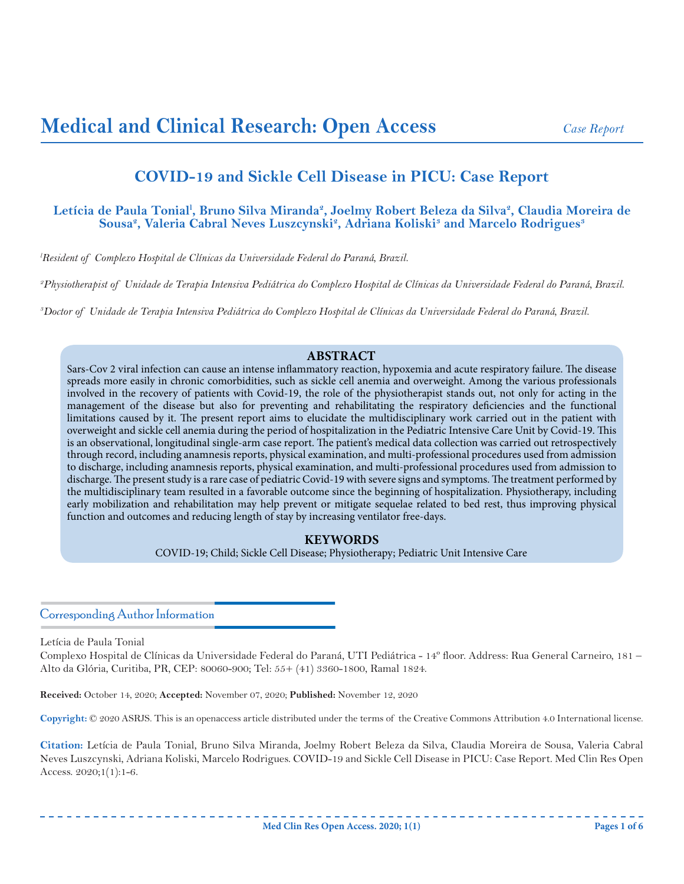Medical and Clinical Research: Open Access

*Case Report*

# COVID-19 and Sickle Cell Disease in PICU: Case Report

**Letícia de Paula Tonial[1], Bruno Silva Miranda[2], Joelmy Robert Beleza da Silva[2], Claudia Moreira de Sousa[2], Valeria Cabral Neves Luszcynski[2], Adriana Koliski[3] and Marcelo Rodrigues[3]**

[1]*Resident of Complexo Hospital de Clínicas da Universidade Federal do Paraná, Brazil.*

[2]*Physiotherapist of Unidade de Terapia Intensiva Pediátrica do Complexo Hospital de Clínicas da Universidade Federal do Paraná, Brazil.*

[3]*Doctor of Unidade de Terapia Intensiva Pediátrica do Complexo Hospital de Clínicas da Universidade Federal do Paraná, Brazil.*

## ABSTRACT

Sars-Cov 2 viral infection can cause an intense inflammatory reaction, hypoxemia and acute respiratory failure. The disease spreads more easily in chronic comorbidities, such as sickle cell anemia and overweight. Among the various professionals involved in the recovery of patients with Covid-19, the role of the physiotherapist stands out, not only for acting in the management of the disease but also for preventing and rehabilitating the respiratory deficiencies and the functional limitations caused by it. The present report aims to elucidate the multidisciplinary work carried out in the patient with overweight and sickle cell anemia during the period of hospitalization in the Pediatric Intensive Care Unit by Covid-19. This is an observational, longitudinal single-arm case report. The patient's medical data collection was carried out retrospectively through record, including anamnesis reports, physical examination, and multi-professional procedures used from admission to discharge, including anamnesis reports, physical examination, and multi-professional procedures used from admission to discharge. The present study is a rare case of pediatric Covid-19 with severe signs and symptoms. The treatment performed by the multidisciplinary team resulted in a favorable outcome since the beginning of hospitalization. Physiotherapy, including early mobilization and rehabilitation may help prevent or mitigate sequelae related to bed rest, thus improving physical function and outcomes and reducing length of stay by increasing ventilator free-days.

## KEYWORDS

COVID-19; Child; Sickle Cell Disease; Physiotherapy; Pediatric Unit Intensive Care

### Corresponding Author Information

Letícia de Paula Tonial

Complexo Hospital de Clínicas da Universidade Federal do Paraná, UTI Pediátrica - 14º floor. Address: Rua General Carneiro, 181 – Alto da Glória, Curitiba, PR, CEP: 80060-900; Tel: 55+ (41) 3360-1800, Ramal 1824.

**Received:** October 14, 2020; **Accepted:** November 07, 2020; **Published:** November 12, 2020

**Copyright:** © 2020 ASRJS. This is an openaccess article distributed under the terms of the Creative Commons Attribution 4.0 International license.

**Citation:** Letícia de Paula Tonial, Bruno Silva Miranda, Joelmy Robert Beleza da Silva, Claudia Moreira de Sousa, Valeria Cabral Neves Luszcynski, Adriana Koliski, Marcelo Rodrigues. COVID-19 and Sickle Cell Disease in PICU: Case Report. Med Clin Res Open Access. 2020;1(1):1-6.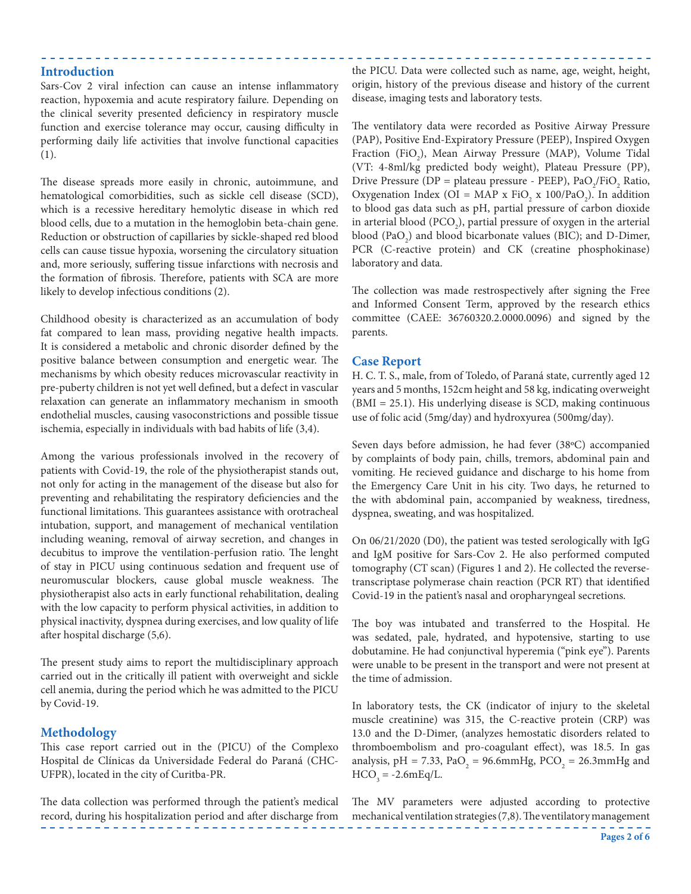## Introduction

Sars-Cov 2 viral infection can cause an intense inflammatory reaction, hypoxemia and acute respiratory failure. Depending on the clinical severity presented deficiency in respiratory muscle function and exercise tolerance may occur, causing difficulty in performing daily life activities that involve functional capacities (1).

The disease spreads more easily in chronic, autoimmune, and hematological comorbidities, such as sickle cell disease (SCD), which is a recessive hereditary hemolytic disease in which red blood cells, due to a mutation in the hemoglobin beta-chain gene. Reduction or obstruction of capillaries by sickle-shaped red blood cells can cause tissue hypoxia, worsening the circulatory situation and, more seriously, suffering tissue infarctions with necrosis and the formation of fibrosis. Therefore, patients with SCA are more likely to develop infectious conditions (2).

Childhood obesity is characterized as an accumulation of body fat compared to lean mass, providing negative health impacts. It is considered a metabolic and chronic disorder defined by the positive balance between consumption and energetic wear. The mechanisms by which obesity reduces microvascular reactivity in pre-puberty children is not yet well defined, but a defect in vascular relaxation can generate an inflammatory mechanism in smooth endothelial muscles, causing vasoconstrictions and possible tissue ischemia, especially in individuals with bad habits of life (3,4).

Among the various professionals involved in the recovery of patients with Covid-19, the role of the physiotherapist stands out, not only for acting in the management of the disease but also for preventing and rehabilitating the respiratory deficiencies and the functional limitations. This guarantees assistance with orotracheal intubation, support, and management of mechanical ventilation including weaning, removal of airway secretion, and changes in decubitus to improve the ventilation-perfusion ratio. The lenght of stay in PICU using continuous sedation and frequent use of neuromuscular blockers, cause global muscle weakness. The physiotherapist also acts in early functional rehabilitation, dealing with the low capacity to perform physical activities, in addition to physical inactivity, dyspnea during exercises, and low quality of life after hospital discharge (5,6).

The present study aims to report the multidisciplinary approach carried out in the critically ill patient with overweight and sickle cell anemia, during the period which he was admitted to the PICU by Covid-19.

## Methodology

This case report carried out in the (PICU) of the Complexo Hospital de Clínicas da Universidade Federal do Paraná (CHC-UFPR), located in the city of Curitba-PR.

The data collection was performed through the patient's medical record, during his hospitalization period and after discharge from the PICU. Data were collected such as name, age, weight, height, origin, history of the previous disease and history of the current disease, imaging tests and laboratory tests.

The ventilatory data were recorded as Positive Airway Pressure (PAP), Positive End-Expiratory Pressure (PEEP), Inspired Oxygen Fraction ($FiO_2$), Mean Airway Pressure (MAP), Volume Tidal (VT: 4-8ml/kg predicted body weight), Plateau Pressure (PP), Drive Pressure (DP = plateau pressure - PEEP), $PaO_2/FiO_2$ Ratio, Oxygenation Index (OI = MAP x $FiO_2$ x $100/PaO_2$). In addition to blood gas data such as pH, partial pressure of carbon dioxide in arterial blood ($PCO_2$), partial pressure of oxygen in the arterial blood ($PaO_2$) and blood bicarbonate values (BIC); and D-Dimer, PCR (C-reactive protein) and CK (creatine phosphokinase) laboratory and data.

The collection was made restrospectively after signing the Free and Informed Consent Term, approved by the research ethics committee (CAEE: 36760320.2.0000.0096) and signed by the parents.

## Case Report

H. C. T. S., male, from of Toledo, of Paraná state, currently aged 12 years and 5 months, 152cm height and 58 kg, indicating overweight (BMI = 25.1). His underlying disease is SCD, making continuous use of folic acid (5mg/day) and hydroxyurea (500mg/day).

Seven days before admission, he had fever (38ºC) accompanied by complaints of body pain, chills, tremors, abdominal pain and vomiting. He recieved guidance and discharge to his home from the Emergency Care Unit in his city. Two days, he returned to the with abdominal pain, accompanied by weakness, tiredness, dyspnea, sweating, and was hospitalized.

On 06/21/2020 (D0), the patient was tested serologically with IgG and IgM positive for Sars-Cov 2. He also performed computed tomography (CT scan) (Figures 1 and 2). He collected the reverse-transcriptase polymerase chain reaction (PCR RT) that identified Covid-19 in the patient's nasal and oropharyngeal secretions.

The boy was intubated and transferred to the Hospital. He was sedated, pale, hydrated, and hypotensive, starting to use dobutamine. He had conjunctival hyperemia ("pink eye"). Parents were unable to be present in the transport and were not present at the time of admission.

In laboratory tests, the CK (indicator of injury to the skeletal muscle creatinine) was 315, the C-reactive protein (CRP) was 13.0 and the D-Dimer, (analyzes hemostatic disorders related to thromboembolism and pro-coagulant effect), was 18.5. In gas analysis, pH = 7.33, $PaO_2$ = 96.6mmHg, $PCO_2$ = 26.3mmHg and $HCO_3$ = -2.6mEq/L.

The MV parameters were adjusted according to protective mechanical ventilation strategies (7,8). The ventilatory management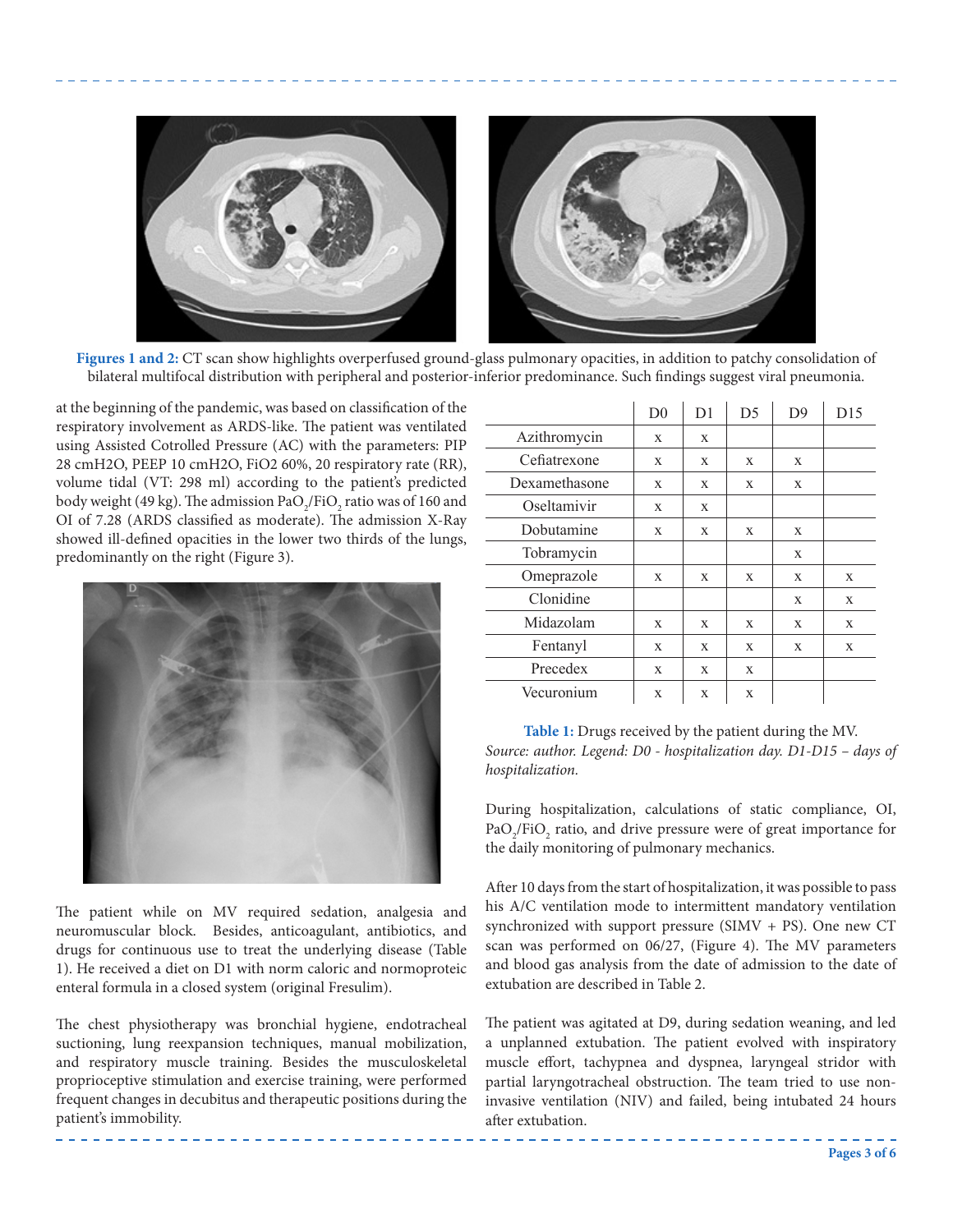**Figures 1 and 2:** CT scan show highlights overperfused ground-glass pulmonary opacities, in addition to patchy consolidation of bilateral multifocal distribution with peripheral and posterior-inferior predominance. Such findings suggest viral pneumonia.

at the beginning of the pandemic, was based on classification of the respiratory involvement as ARDS-like. The patient was ventilated using Assisted Cotrolled Pressure (AC) with the parameters: PIP 28 cmH2O, PEEP 10 cmH2O, FiO2 60%, 20 respiratory rate (RR), volume tidal (VT: 298 ml) according to the patient's predicted body weight (49 kg). The admission $PaO_2/FiO_2$ ratio was of 160 and OI of 7.28 (ARDS classified as moderate). The admission X-Ray showed ill-defined opacities in the lower two thirds of the lungs, predominantly on the right (Figure 3).

The patient while on MV required sedation, analgesia and neuromuscular block. Besides, anticoagulant, antibiotics, and drugs for continuous use to treat the underlying disease (Table 1). He received a diet on D1 with norm caloric and normoproteic enteral formula in a closed system (original Fresulim).

The chest physiotherapy was bronchial hygiene, endotracheal suctioning, lung reexpansion techniques, manual mobilization, and respiratory muscle training. Besides the musculoskeletal proprioceptive stimulation and exercise training, were performed frequent changes in decubitus and therapeutic positions during the patient's immobility.

| | D0 | D1 | D5 | D9 | D15 |
|---|---|---|---|---|---|
| Azithromycin | x | x | | | |
| Cefiatrexone | x | x | x | x | |
| Dexamethasone | x | x | x | x | |
| Oseltamivir | x | x | | | |
| Dobutamine | x | x | x | x | |
| Tobramycin | | | | x | |
| Omeprazole | x | x | x | x | x |
| Clonidine | | | | x | x |
| Midazolam | x | x | x | x | x |
| Fentanyl | x | x | x | x | x |
| Precedex | x | x | x | | |
| Vecuronium | x | x | x | | |

**Table 1:** Drugs received by the patient during the MV.
*Source: author. Legend: D0 - hospitalization day. D1-D15 – days of hospitalization.*

During hospitalization, calculations of static compliance, OI, $PaO_2/FiO_2$ ratio, and drive pressure were of great importance for the daily monitoring of pulmonary mechanics.

After 10 days from the start of hospitalization, it was possible to pass his A/C ventilation mode to intermittent mandatory ventilation synchronized with support pressure (SIMV + PS). One new CT scan was performed on 06/27, (Figure 4). The MV parameters and blood gas analysis from the date of admission to the date of extubation are described in Table 2.

The patient was agitated at D9, during sedation weaning, and led a unplanned extubation. The patient evolved with inspiratory muscle effort, tachypnea and dyspnea, laryngeal stridor with partial laryngotracheal obstruction. The team tried to use non-invasive ventilation (NIV) and failed, being intubated 24 hours after extubation.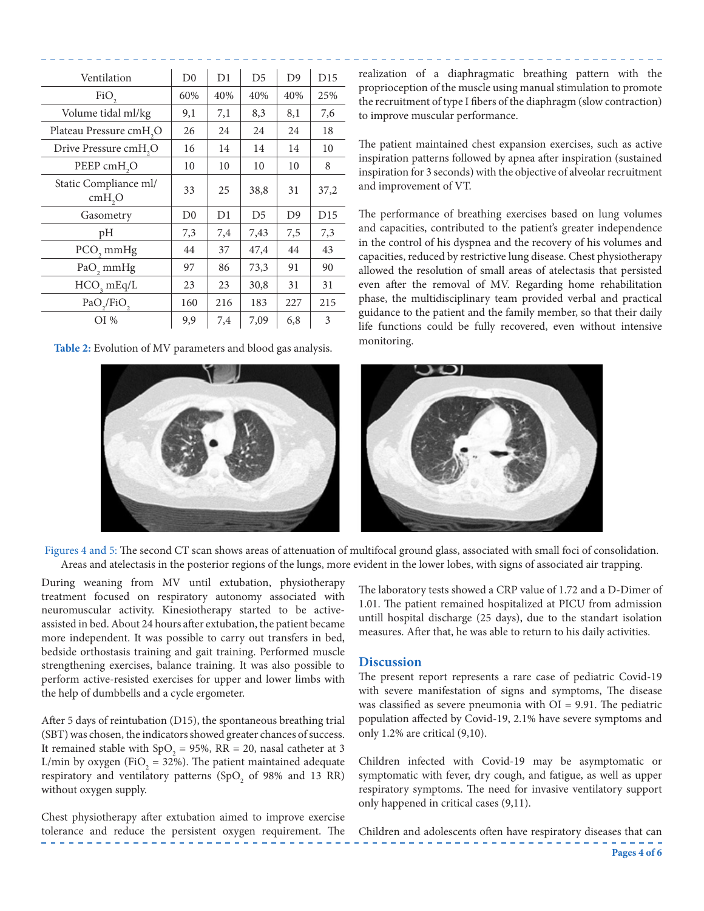| Ventilation | D0 | D1 | D5 | D9 | D15 |
|---|---|---|---|---|---|
| $FiO_2$ | 60% | 40% | 40% | 40% | 25% |
| Volume tidal ml/kg | 9,1 | 7,1 | 8,3 | 8,1 | 7,6 |
| Plateau Pressure $cmH_2O$ | 26 | 24 | 24 | 24 | 18 |
| Drive Pressure $cmH_2O$ | 16 | 14 | 14 | 14 | 10 |
| PEEP $cmH_2O$ | 10 | 10 | 10 | 10 | 8 |
| Static Compliance ml/ $cmH_2O$ | 33 | 25 | 38,8 | 31 | 37,2 |
| Gasometry | D0 | D1 | D5 | D9 | D15 |
| pH | 7,3 | 7,4 | 7,43 | 7,5 | 7,3 |
| $PCO_2$ mmHg | 44 | 37 | 47,4 | 44 | 43 |
| $PaO_2$ mmHg | 97 | 86 | 73,3 | 91 | 90 |
| $HCO_3$ mEq/L | 23 | 23 | 30,8 | 31 | 31 |
| $PaO_2/FiO_2$ | 160 | 216 | 183 | 227 | 215 |
| OI % | 9,9 | 7,4 | 7,09 | 6,8 | 3 |

**Table 2:** Evolution of MV parameters and blood gas analysis.

Figures 4 and 5: The second CT scan shows areas of attenuation of multifocal ground glass, associated with small foci of consolidation. Areas and atelectasis in the posterior regions of the lungs, more evident in the lower lobes, with signs of associated air trapping.

During weaning from MV until extubation, physiotherapy treatment focused on respiratory autonomy associated with neuromuscular activity. Kinesiotherapy started to be active-assisted in bed. About 24 hours after extubation, the patient became more independent. It was possible to carry out transfers in bed, bedside orthostasis training and gait training. Performed muscle strengthening exercises, balance training. It was also possible to perform active-resisted exercises for upper and lower limbs with the help of dumbbells and a cycle ergometer.

After 5 days of reintubation (D15), the spontaneous breathing trial (SBT) was chosen, the indicators showed greater chances of success. It remained stable with $SpO_2$ = 95%, RR = 20, nasal catheter at 3 L/min by oxygen ($FiO_2$ = 32%). The patient maintained adequate respiratory and ventilatory patterns ($SpO_2$ of 98% and 13 RR) without oxygen supply.

Chest physiotherapy after extubation aimed to improve exercise tolerance and reduce the persistent oxygen requirement. The realization of a diaphragmatic breathing pattern with the proprioception of the muscle using manual stimulation to promote the recruitment of type I fibers of the diaphragm (slow contraction) to improve muscular performance.

The patient maintained chest expansion exercises, such as active inspiration patterns followed by apnea after inspiration (sustained inspiration for 3 seconds) with the objective of alveolar recruitment and improvement of VT.

The performance of breathing exercises based on lung volumes and capacities, contributed to the patient's greater independence in the control of his dyspnea and the recovery of his volumes and capacities, reduced by restrictive lung disease. Chest physiotherapy allowed the resolution of small areas of atelectasis that persisted even after the removal of MV. Regarding home rehabilitation phase, the multidisciplinary team provided verbal and practical guidance to the patient and the family member, so that their daily life functions could be fully recovered, even without intensive monitoring.

The laboratory tests showed a CRP value of 1.72 and a D-Dimer of 1.01. The patient remained hospitalized at PICU from admission untill hospital discharge (25 days), due to the standart isolation measures. After that, he was able to return to his daily activities.

## Discussion

The present report represents a rare case of pediatric Covid-19 with severe manifestation of signs and symptoms, The disease was classified as severe pneumonia with OI = 9.91. The pediatric population affected by Covid-19, 2.1% have severe symptoms and only 1.2% are critical (9,10).

Children infected with Covid-19 may be asymptomatic or symptomatic with fever, dry cough, and fatigue, as well as upper respiratory symptoms. The need for invasive ventilatory support only happened in critical cases (9,11).

Children and adolescents often have respiratory diseases that can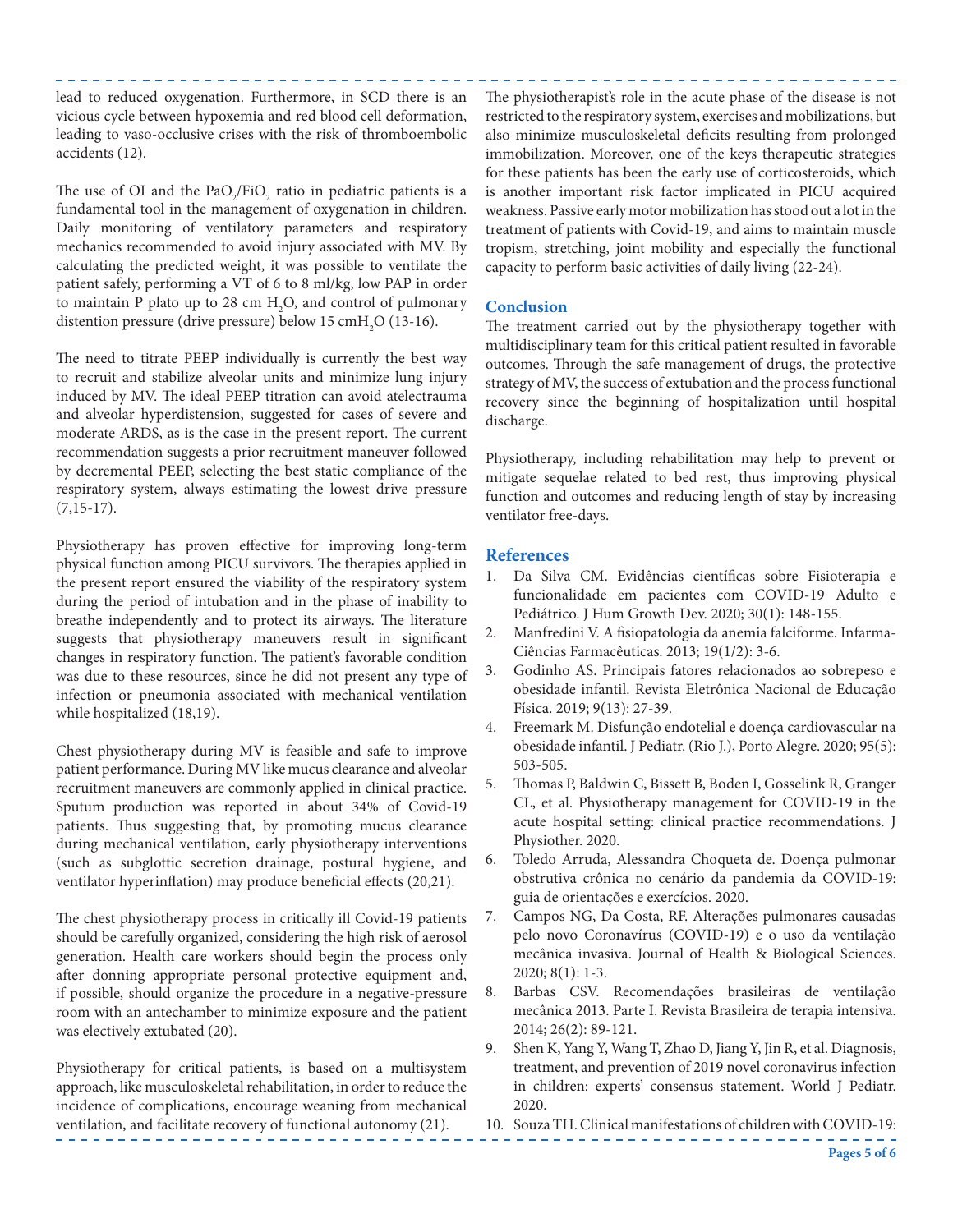lead to reduced oxygenation. Furthermore, in SCD there is an vicious cycle between hypoxemia and red blood cell deformation, leading to vaso-occlusive crises with the risk of thromboembolic accidents (12).

The use of OI and the $PaO_2/FiO_2$ ratio in pediatric patients is a fundamental tool in the management of oxygenation in children. Daily monitoring of ventilatory parameters and respiratory mechanics recommended to avoid injury associated with MV. By calculating the predicted weight, it was possible to ventilate the patient safely, performing a VT of 6 to 8 ml/kg, low PAP in order to maintain P plato up to 28 cm $H_2O$, and control of pulmonary distention pressure (drive pressure) below 15 cm$H_2O$ (13-16).

The need to titrate PEEP individually is currently the best way to recruit and stabilize alveolar units and minimize lung injury induced by MV. The ideal PEEP titration can avoid atelectrauma and alveolar hyperdistension, suggested for cases of severe and moderate ARDS, as is the case in the present report. The current recommendation suggests a prior recruitment maneuver followed by decremental PEEP, selecting the best static compliance of the respiratory system, always estimating the lowest drive pressure (7,15-17).

Physiotherapy has proven effective for improving long-term physical function among PICU survivors. The therapies applied in the present report ensured the viability of the respiratory system during the period of intubation and in the phase of inability to breathe independently and to protect its airways. The literature suggests that physiotherapy maneuvers result in significant changes in respiratory function. The patient's favorable condition was due to these resources, since he did not present any type of infection or pneumonia associated with mechanical ventilation while hospitalized (18,19).

Chest physiotherapy during MV is feasible and safe to improve patient performance. During MV like mucus clearance and alveolar recruitment maneuvers are commonly applied in clinical practice. Sputum production was reported in about 34% of Covid-19 patients. Thus suggesting that, by promoting mucus clearance during mechanical ventilation, early physiotherapy interventions (such as subglottic secretion drainage, postural hygiene, and ventilator hyperinflation) may produce beneficial effects (20,21).

The chest physiotherapy process in critically ill Covid-19 patients should be carefully organized, considering the high risk of aerosol generation. Health care workers should begin the process only after donning appropriate personal protective equipment and, if possible, should organize the procedure in a negative-pressure room with an antechamber to minimize exposure and the patient was electively extubated (20).

Physiotherapy for critical patients, is based on a multisystem approach, like musculoskeletal rehabilitation, in order to reduce the incidence of complications, encourage weaning from mechanical ventilation, and facilitate recovery of functional autonomy (21).

The physiotherapist's role in the acute phase of the disease is not restricted to the respiratory system, exercises and mobilizations, but also minimize musculoskeletal deficits resulting from prolonged immobilization. Moreover, one of the keys therapeutic strategies for these patients has been the early use of corticosteroids, which is another important risk factor implicated in PICU acquired weakness. Passive early motor mobilization has stood out a lot in the treatment of patients with Covid-19, and aims to maintain muscle tropism, stretching, joint mobility and especially the functional capacity to perform basic activities of daily living (22-24).

## Conclusion

The treatment carried out by the physiotherapy together with multidisciplinary team for this critical patient resulted in favorable outcomes. Through the safe management of drugs, the protective strategy of MV, the success of extubation and the process functional recovery since the beginning of hospitalization until hospital discharge.

Physiotherapy, including rehabilitation may help to prevent or mitigate sequelae related to bed rest, thus improving physical function and outcomes and reducing length of stay by increasing ventilator free-days.

## References

1. Da Silva CM. Evidências científicas sobre Fisioterapia e funcionalidade em pacientes com COVID-19 Adulto e Pediátrico. J Hum Growth Dev. 2020; 30(1): 148-155.
2. Manfredini V. A fisiopatologia da anemia falciforme. Infarma-Ciências Farmacêuticas. 2013; 19(1/2): 3-6.
3. Godinho AS. Principais fatores relacionados ao sobrepeso e obesidade infantil. Revista Eletrônica Nacional de Educação Física. 2019; 9(13): 27-39.
4. Freemark M. Disfunção endotelial e doença cardiovascular na obesidade infantil. J Pediatr. (Rio J.), Porto Alegre. 2020; 95(5): 503-505.
5. Thomas P, Baldwin C, Bissett B, Boden I, Gosselink R, Granger CL, et al. Physiotherapy management for COVID-19 in the acute hospital setting: clinical practice recommendations. J Physiother. 2020.
6. Toledo Arruda, Alessandra Choqueta de. Doença pulmonar obstrutiva crônica no cenário da pandemia da COVID-19: guia de orientações e exercícios. 2020.
7. Campos NG, Da Costa, RF. Alterações pulmonares causadas pelo novo Coronavírus (COVID-19) e o uso da ventilação mecânica invasiva. Journal of Health & Biological Sciences. 2020; 8(1): 1-3.
8. Barbas CSV. Recomendações brasileiras de ventilação mecânica 2013. Parte I. Revista Brasileira de terapia intensiva. 2014; 26(2): 89-121.
9. Shen K, Yang Y, Wang T, Zhao D, Jiang Y, Jin R, et al. Diagnosis, treatment, and prevention of 2019 novel coronavirus infection in children: experts' consensus statement. World J Pediatr. 2020.
10. Souza TH. Clinical manifestations of children with COVID-19: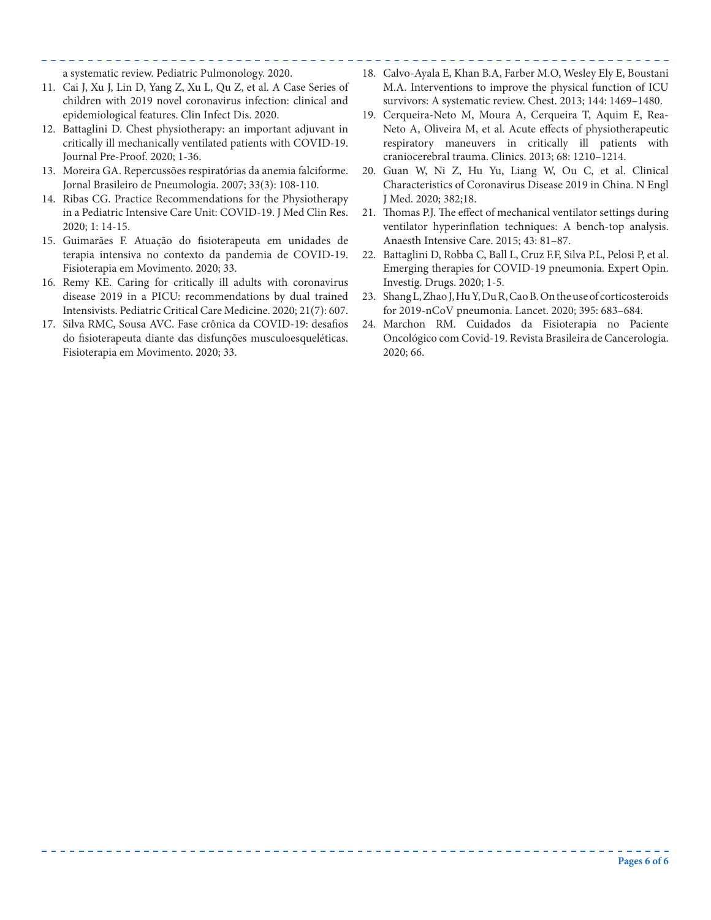a systematic review. Pediatric Pulmonology. 2020.

11. Cai J, Xu J, Lin D, Yang Z, Xu L, Qu Z, et al. A Case Series of children with 2019 novel coronavirus infection: clinical and epidemiological features. Clin Infect Dis. 2020.
12. Battaglini D. Chest physiotherapy: an important adjuvant in critically ill mechanically ventilated patients with COVID-19. Journal Pre-Proof. 2020; 1-36.
13. Moreira GA. Repercussões respiratórias da anemia falciforme. Jornal Brasileiro de Pneumologia. 2007; 33(3): 108-110.
14. Ribas CG. Practice Recommendations for the Physiotherapy in a Pediatric Intensive Care Unit: COVID-19. J Med Clin Res. 2020; 1: 14-15.
15. Guimarães F. Atuação do fisioterapeuta em unidades de terapia intensiva no contexto da pandemia de COVID-19. Fisioterapia em Movimento. 2020; 33.
16. Remy KE. Caring for critically ill adults with coronavirus disease 2019 in a PICU: recommendations by dual trained Intensivists. Pediatric Critical Care Medicine. 2020; 21(7): 607.
17. Silva RMC, Sousa AVC. Fase crônica da COVID-19: desafios do fisioterapeuta diante das disfunções musculoesqueléticas. Fisioterapia em Movimento. 2020; 33.
18. Calvo-Ayala E, Khan B.A, Farber M.O, Wesley Ely E, Boustani M.A. Interventions to improve the physical function of ICU survivors: A systematic review. Chest. 2013; 144: 1469–1480.
19. Cerqueira-Neto M, Moura A, Cerqueira T, Aquim E, Rea-Neto A, Oliveira M, et al. Acute effects of physiotherapeutic respiratory maneuvers in critically ill patients with craniocerebral trauma. Clinics. 2013; 68: 1210–1214.
20. Guan W, Ni Z, Hu Yu, Liang W, Ou C, et al. Clinical Characteristics of Coronavirus Disease 2019 in China. N Engl J Med. 2020; 382;18.
21. Thomas P.J. The effect of mechanical ventilator settings during ventilator hyperinflation techniques: A bench-top analysis. Anaesth Intensive Care. 2015; 43: 81–87.
22. Battaglini D, Robba C, Ball L, Cruz F.F, Silva P.L, Pelosi P, et al. Emerging therapies for COVID-19 pneumonia. Expert Opin. Investig. Drugs. 2020; 1-5.
23. Shang L, Zhao J, Hu Y, Du R, Cao B. On the use of corticosteroids for 2019-nCoV pneumonia. Lancet. 2020; 395: 683–684.
24. Marchon RM. Cuidados da Fisioterapia no Paciente Oncológico com Covid-19. Revista Brasileira de Cancerologia. 2020; 66.